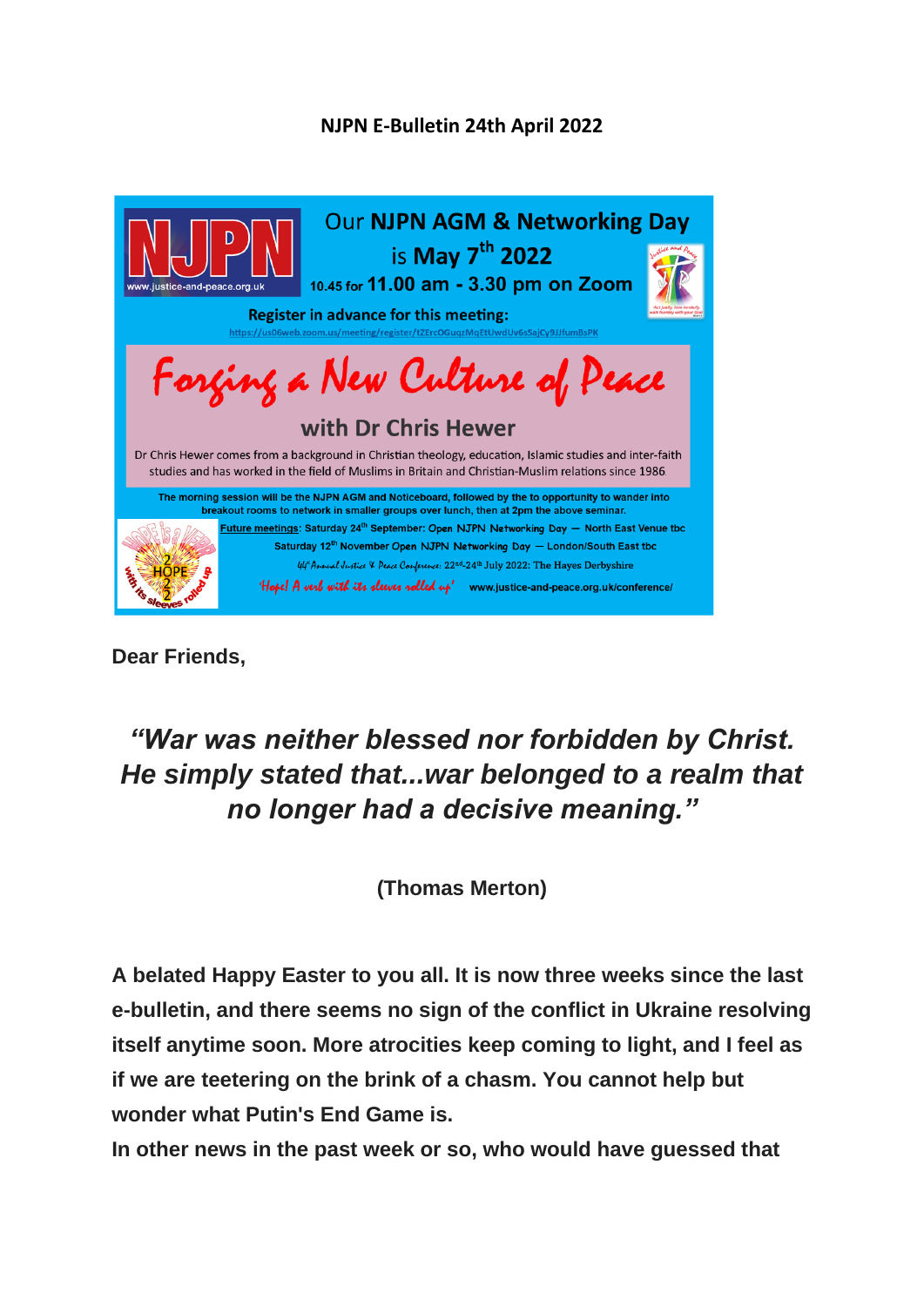# NJPN E-Bulletin 24th April 2022

Our **NJPN AGM & Networking Day** is **May 7th 2022**

10.45 for **11.00 am - 3.30 pm on Zoom**

Register in advance for this meeting:
https://us06web.zoom.us/meeting/register/tZErcOGuqzMqEtUwdUv6sSajCy9JJfumBsPK

www.justice-and-peace.org.uk

## Forging a New Culture of Peace

### with Dr Chris Hewer

Dr Chris Hewer comes from a background in Christian theology, education, Islamic studies and inter-faith studies and has worked in the field of Muslims in Britain and Christian-Muslim relations since 1986

The morning session will be the NJPN AGM and Noticeboard, followed by the to opportunity to wander into breakout rooms to network in smaller groups over lunch, then at 2pm the above seminar.

Future meetings: Saturday 24th September: Open NJPN Networking Day — North East Venue tbc

Saturday 12th November Open NJPN Networking Day — London/South East tbc

44th Annual Justice & Peace Conference: 22nd-24th July 2022: The Hayes Derbyshire

'Hope! A verb with its sleeves rolled up' www.justice-and-peace.org.uk/conference/

**Dear Friends,**

***"War was neither blessed nor forbidden by Christ. He simply stated that...war belonged to a realm that no longer had a decisive meaning."***

**(Thomas Merton)**

**A belated Happy Easter to you all. It is now three weeks since the last e-bulletin, and there seems no sign of the conflict in Ukraine resolving itself anytime soon. More atrocities keep coming to light, and I feel as if we are teetering on the brink of a chasm. You cannot help but wonder what Putin's End Game is.**

**In other news in the past week or so, who would have guessed that**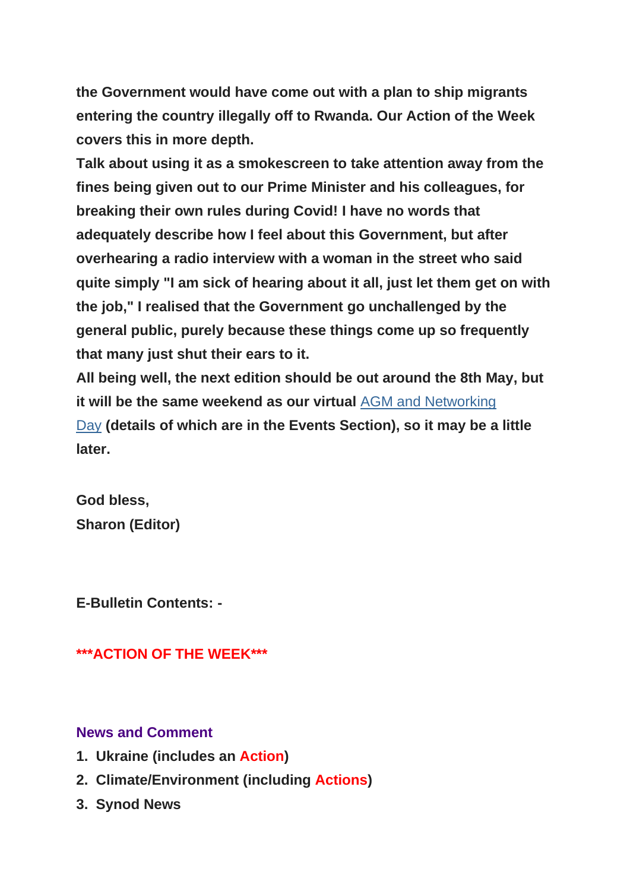**the Government would have come out with a plan to ship migrants entering the country illegally off to Rwanda. Our Action of the Week covers this in more depth.**

**Talk about using it as a smokescreen to take attention away from the fines being given out to our Prime Minister and his colleagues, for breaking their own rules during Covid! I have no words that adequately describe how I feel about this Government, but after overhearing a radio interview with a woman in the street who said quite simply "I am sick of hearing about it all, just let them get on with the job," I realised that the Government go unchallenged by the general public, purely because these things come up so frequently that many just shut their ears to it.**

**All being well, the next edition should be out around the 8th May, but it will be the same weekend as our virtual** AGM and Networking Day **(details of which are in the Events Section), so it may be a little later.**

**God bless,**
**Sharon (Editor)**

**E-Bulletin Contents: -**

**\*\*\*ACTION OF THE WEEK\*\*\***

**News and Comment**

1. **Ukraine (includes an Action)**
2. **Climate/Environment (including Actions)**
3. **Synod News**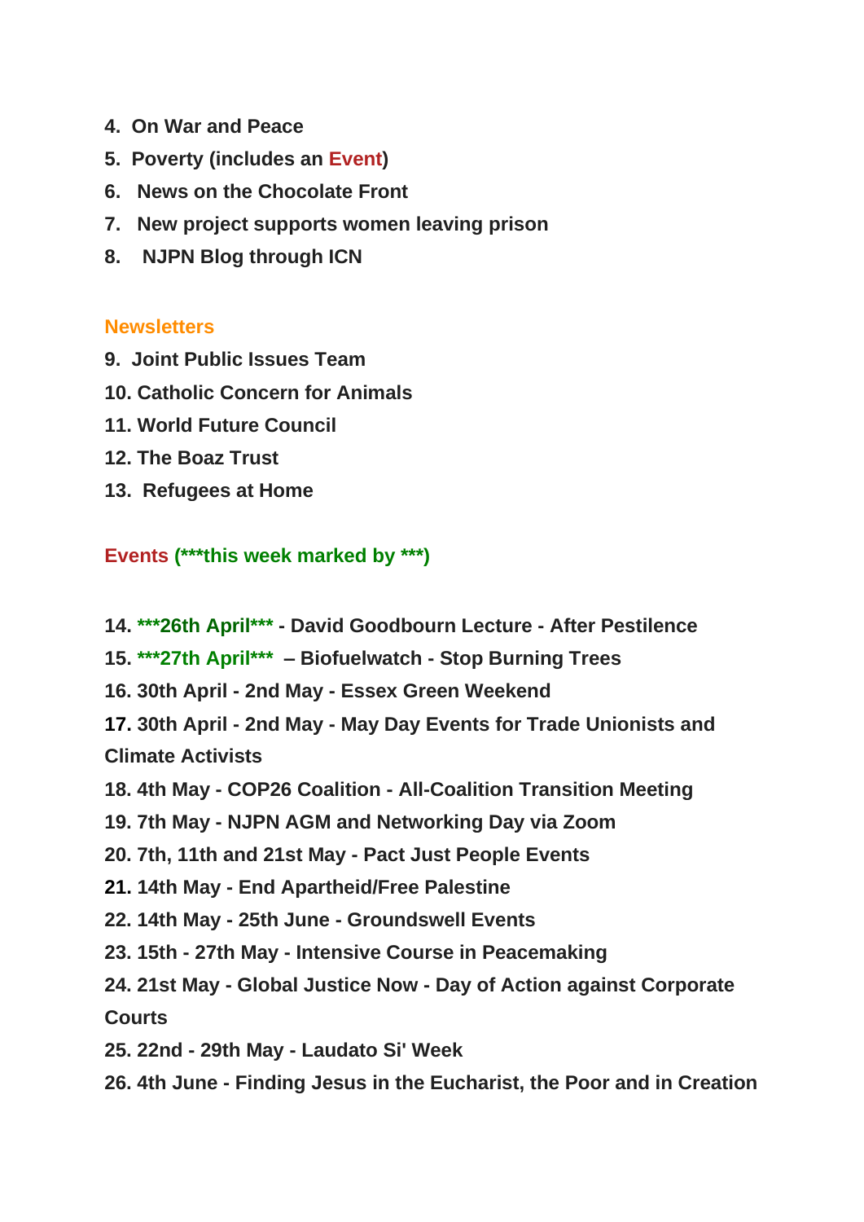4. **On War and Peace**
5. **Poverty (includes an Event)**
6. **News on the Chocolate Front**
7. **New project supports women leaving prison**
8. **NJPN Blog through ICN**

**Newsletters**

9. **Joint Public Issues Team**
10. **Catholic Concern for Animals**
11. **World Future Council**
12. **The Boaz Trust**
13. **Refugees at Home**

**Events (***this week marked by ***)**

14. **\*\*\*26th April\*\*\* - David Goodbourn Lecture - After Pestilence**
15. **\*\*\*27th April\*\*\* – Biofuelwatch - Stop Burning Trees**
16. **30th April - 2nd May - Essex Green Weekend**
17. **30th April - 2nd May - May Day Events for Trade Unionists and Climate Activists**
18. **4th May - COP26 Coalition - All-Coalition Transition Meeting**
19. **7th May - NJPN AGM and Networking Day via Zoom**
20. **7th, 11th and 21st May - Pact Just People Events**
21. **14th May - End Apartheid/Free Palestine**
22. **14th May - 25th June - Groundswell Events**
23. **15th - 27th May - Intensive Course in Peacemaking**
24. **21st May - Global Justice Now - Day of Action against Corporate Courts**
25. **22nd - 29th May - Laudato Si' Week**
26. **4th June - Finding Jesus in the Eucharist, the Poor and in Creation**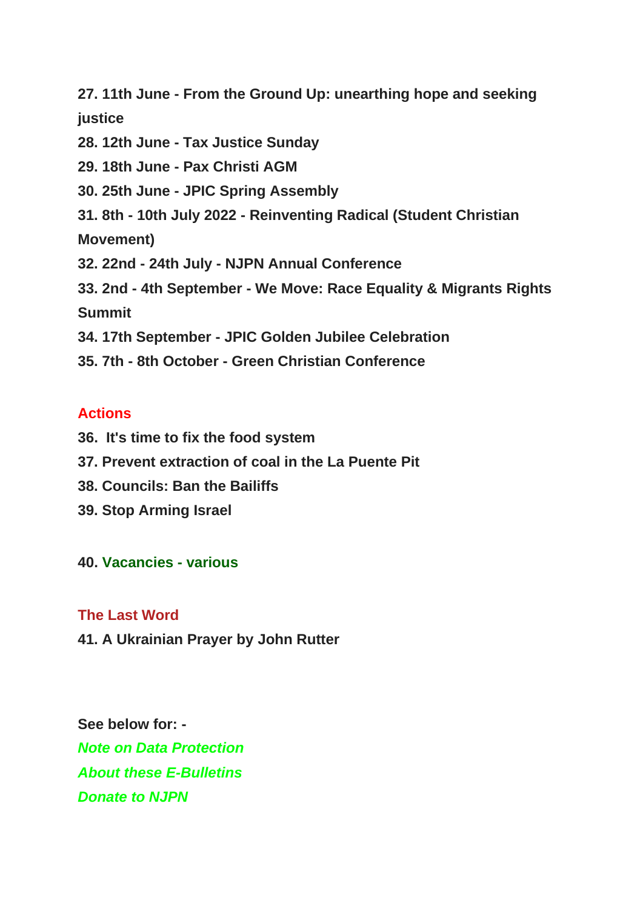**27. 11th June - From the Ground Up: unearthing hope and seeking justice**

**28. 12th June - Tax Justice Sunday**

**29. 18th June - Pax Christi AGM**

**30. 25th June - JPIC Spring Assembly**

**31. 8th - 10th July 2022 - Reinventing Radical (Student Christian Movement)**

**32. 22nd - 24th July - NJPN Annual Conference**

**33. 2nd - 4th September - We Move: Race Equality & Migrants Rights Summit**

**34. 17th September - JPIC Golden Jubilee Celebration**

**35. 7th - 8th October - Green Christian Conference**

## Actions

**36. It's time to fix the food system**

**37. Prevent extraction of coal in the La Puente Pit**

**38. Councils: Ban the Bailiffs**

**39. Stop Arming Israel**

**40. Vacancies - various**

## The Last Word

**41. A Ukrainian Prayer by John Rutter**

**See below for: -**

***Note on Data Protection***

***About these E-Bulletins***

***Donate to NJPN***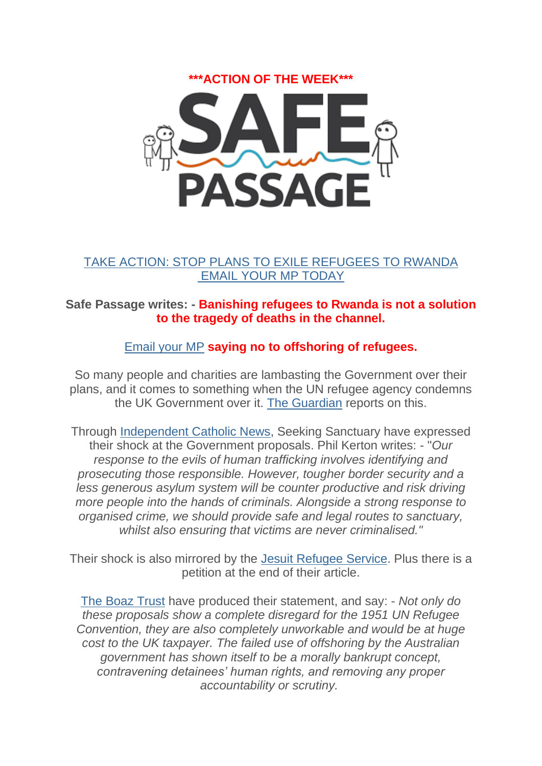**\*\*\*ACTION OF THE WEEK\*\*\***

SAFE PASSAGE

TAKE ACTION: STOP PLANS TO EXILE REFUGEES TO RWANDA
EMAIL YOUR MP TODAY

**Safe Passage writes: - Banishing refugees to Rwanda is not a solution to the tragedy of deaths in the channel.**

Email your MP **saying no to offshoring of refugees.**

So many people and charities are lambasting the Government over their plans, and it comes to something when the UN refugee agency condemns the UK Government over it. The Guardian reports on this.

Through Independent Catholic News, Seeking Sanctuary have expressed their shock at the Government proposals. Phil Kerton writes: - "*Our response to the evils of human trafficking involves identifying and prosecuting those responsible. However, tougher border security and a less generous asylum system will be counter productive and risk driving more people into the hands of criminals. Alongside a strong response to organised crime, we should provide safe and legal routes to sanctuary, whilst also ensuring that victims are never criminalised."*

Their shock is also mirrored by the Jesuit Refugee Service. Plus there is a petition at the end of their article.

The Boaz Trust have produced their statement, and say: - *Not only do these proposals show a complete disregard for the 1951 UN Refugee Convention, they are also completely unworkable and would be at huge cost to the UK taxpayer. The failed use of offshoring by the Australian government has shown itself to be a morally bankrupt concept, contravening detainees' human rights, and removing any proper accountability or scrutiny.*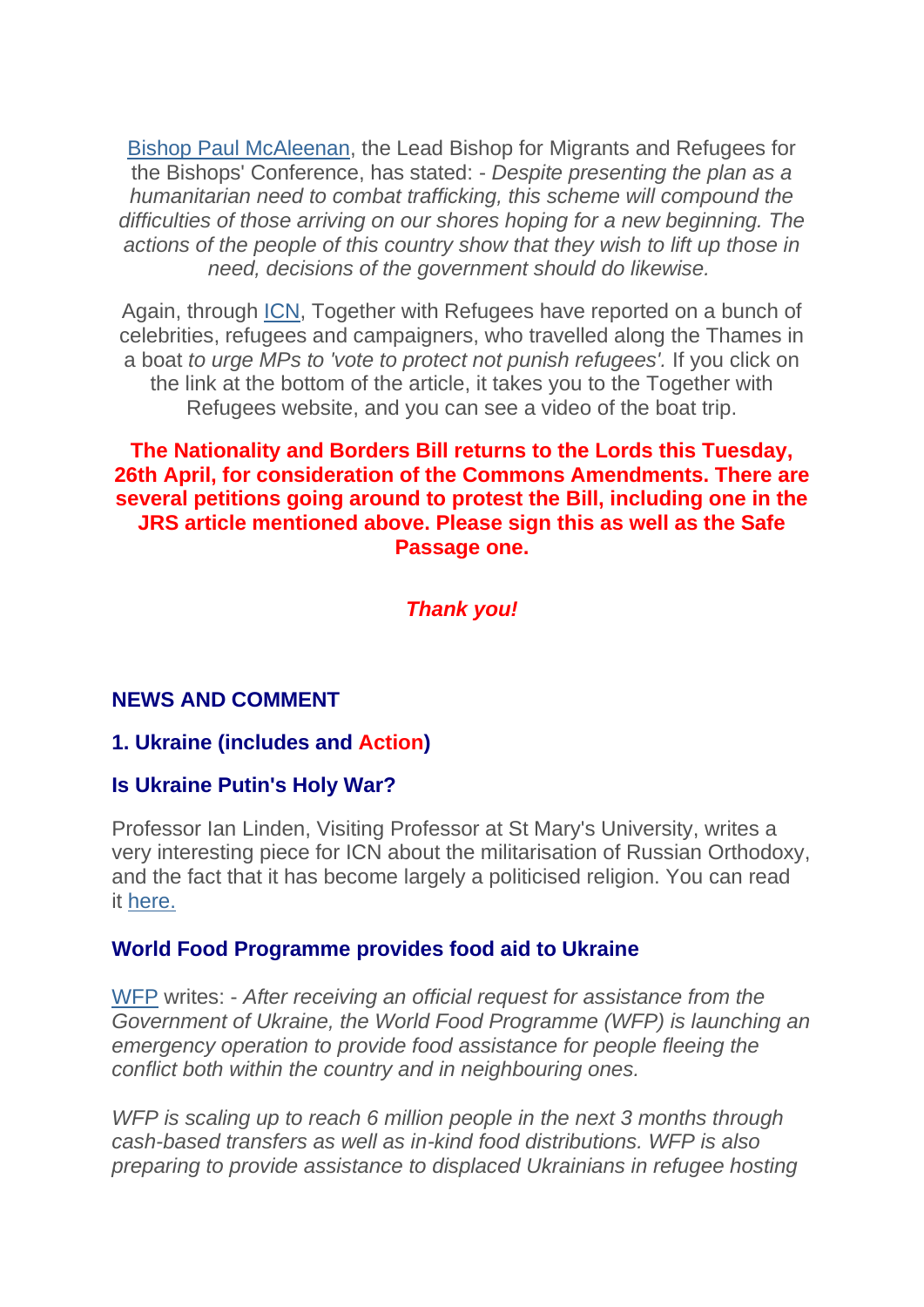Bishop Paul McAleenan, the Lead Bishop for Migrants and Refugees for the Bishops' Conference, has stated: - *Despite presenting the plan as a humanitarian need to combat trafficking, this scheme will compound the difficulties of those arriving on our shores hoping for a new beginning. The actions of the people of this country show that they wish to lift up those in need, decisions of the government should do likewise.*

Again, through ICN, Together with Refugees have reported on a bunch of celebrities, refugees and campaigners, who travelled along the Thames in a boat *to urge MPs to 'vote to protect not punish refugees'.* If you click on the link at the bottom of the article, it takes you to the Together with Refugees website, and you can see a video of the boat trip.

**The Nationality and Borders Bill returns to the Lords this Tuesday, 26th April, for consideration of the Commons Amendments. There are several petitions going around to protest the Bill, including one in the JRS article mentioned above. Please sign this as well as the Safe Passage one.**

***Thank you!***

## NEWS AND COMMENT

### 1. Ukraine (includes and Action)

### Is Ukraine Putin's Holy War?

Professor Ian Linden, Visiting Professor at St Mary's University, writes a very interesting piece for ICN about the militarisation of Russian Orthodoxy, and the fact that it has become largely a politicised religion. You can read it here.

### World Food Programme provides food aid to Ukraine

WFP writes: - *After receiving an official request for assistance from the Government of Ukraine, the World Food Programme (WFP) is launching an emergency operation to provide food assistance for people fleeing the conflict both within the country and in neighbouring ones.*

*WFP is scaling up to reach 6 million people in the next 3 months through cash-based transfers as well as in-kind food distributions. WFP is also preparing to provide assistance to displaced Ukrainians in refugee hosting*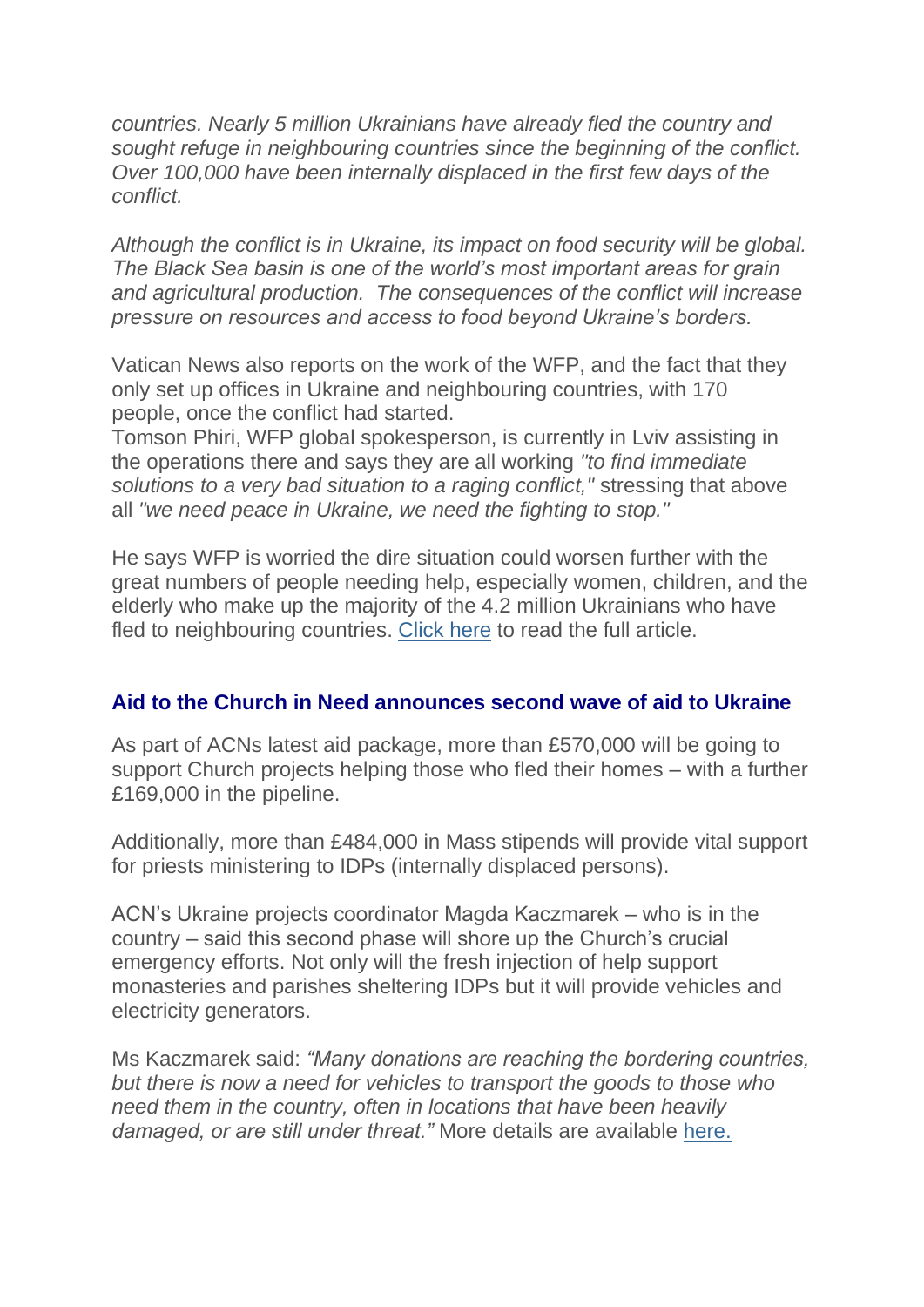*countries. Nearly 5 million Ukrainians have already fled the country and sought refuge in neighbouring countries since the beginning of the conflict. Over 100,000 have been internally displaced in the first few days of the conflict.*

*Although the conflict is in Ukraine, its impact on food security will be global. The Black Sea basin is one of the world's most important areas for grain and agricultural production. The consequences of the conflict will increase pressure on resources and access to food beyond Ukraine's borders.*

Vatican News also reports on the work of the WFP, and the fact that they only set up offices in Ukraine and neighbouring countries, with 170 people, once the conflict had started.
Tomson Phiri, WFP global spokesperson, is currently in Lviv assisting in the operations there and says they are all working *"to find immediate solutions to a very bad situation to a raging conflict,"* stressing that above all *"we need peace in Ukraine, we need the fighting to stop."*

He says WFP is worried the dire situation could worsen further with the great numbers of people needing help, especially women, children, and the elderly who make up the majority of the 4.2 million Ukrainians who have fled to neighbouring countries. Click here to read the full article.

### Aid to the Church in Need announces second wave of aid to Ukraine

As part of ACNs latest aid package, more than £570,000 will be going to support Church projects helping those who fled their homes – with a further £169,000 in the pipeline.

Additionally, more than £484,000 in Mass stipends will provide vital support for priests ministering to IDPs (internally displaced persons).

ACN's Ukraine projects coordinator Magda Kaczmarek – who is in the country – said this second phase will shore up the Church's crucial emergency efforts. Not only will the fresh injection of help support monasteries and parishes sheltering IDPs but it will provide vehicles and electricity generators.

Ms Kaczmarek said: *"Many donations are reaching the bordering countries, but there is now a need for vehicles to transport the goods to those who need them in the country, often in locations that have been heavily damaged, or are still under threat."* More details are available here.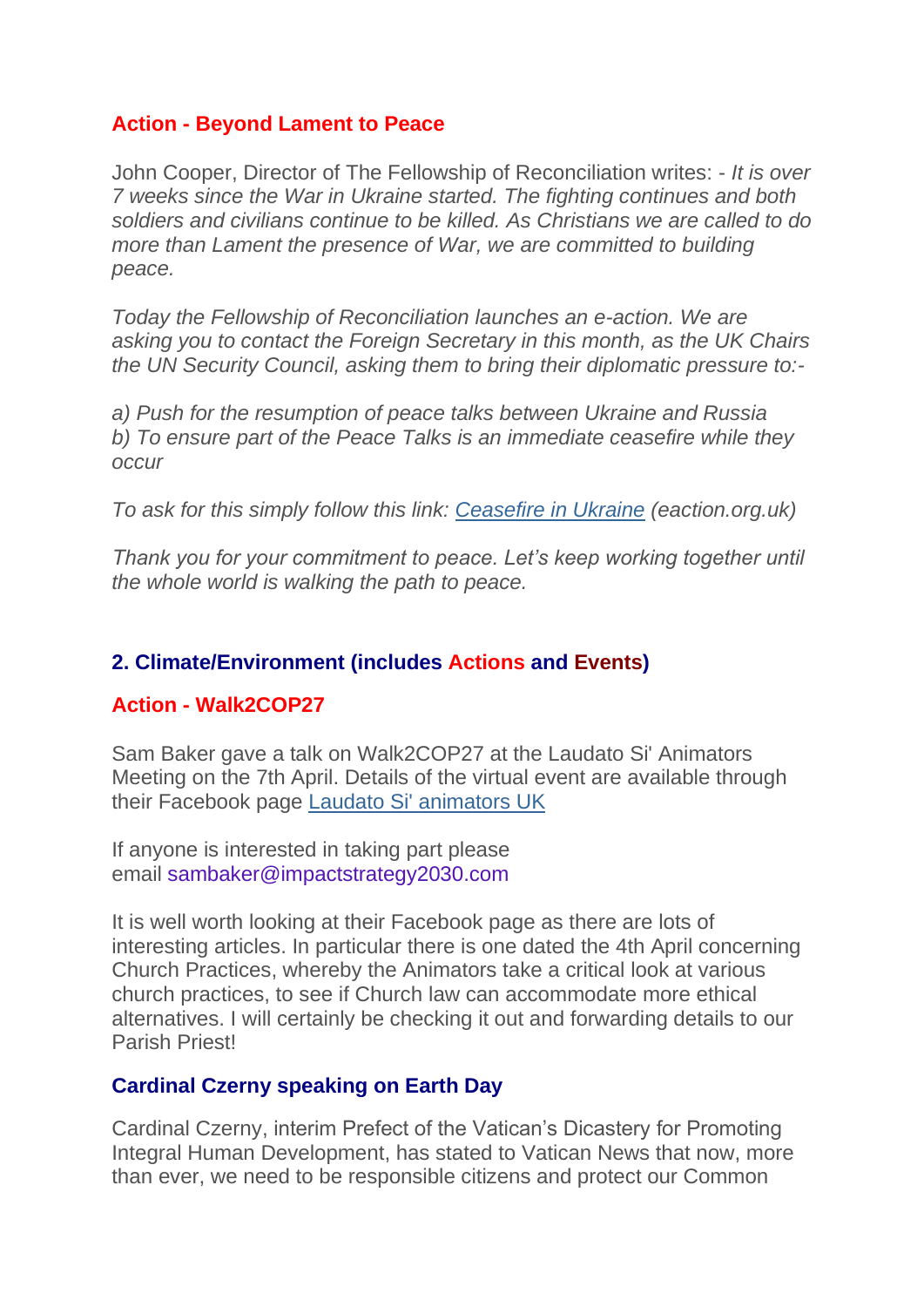### Action - Beyond Lament to Peace

John Cooper, Director of The Fellowship of Reconciliation writes: - *It is over 7 weeks since the War in Ukraine started. The fighting continues and both soldiers and civilians continue to be killed. As Christians we are called to do more than Lament the presence of War, we are committed to building peace.*

*Today the Fellowship of Reconciliation launches an e-action. We are asking you to contact the Foreign Secretary in this month, as the UK Chairs the UN Security Council, asking them to bring their diplomatic pressure to:-*

*a) Push for the resumption of peace talks between Ukraine and Russia*
*b) To ensure part of the Peace Talks is an immediate ceasefire while they occur*

*To ask for this simply follow this link: [Ceasefire in Ukraine](#) (eaction.org.uk)*

*Thank you for your commitment to peace. Let's keep working together until the whole world is walking the path to peace.*

## 2. Climate/Environment (includes Actions and Events)

### Action - Walk2COP27

Sam Baker gave a talk on Walk2COP27 at the Laudato Si' Animators Meeting on the 7th April. Details of the virtual event are available through their Facebook page [Laudato Si' animators UK](#)

If anyone is interested in taking part please email sambaker@impactstrategy2030.com

It is well worth looking at their Facebook page as there are lots of interesting articles. In particular there is one dated the 4th April concerning Church Practices, whereby the Animators take a critical look at various church practices, to see if Church law can accommodate more ethical alternatives. I will certainly be checking it out and forwarding details to our Parish Priest!

### Cardinal Czerny speaking on Earth Day

Cardinal Czerny, interim Prefect of the Vatican's Dicastery for Promoting Integral Human Development, has stated to Vatican News that now, more than ever, we need to be responsible citizens and protect our Common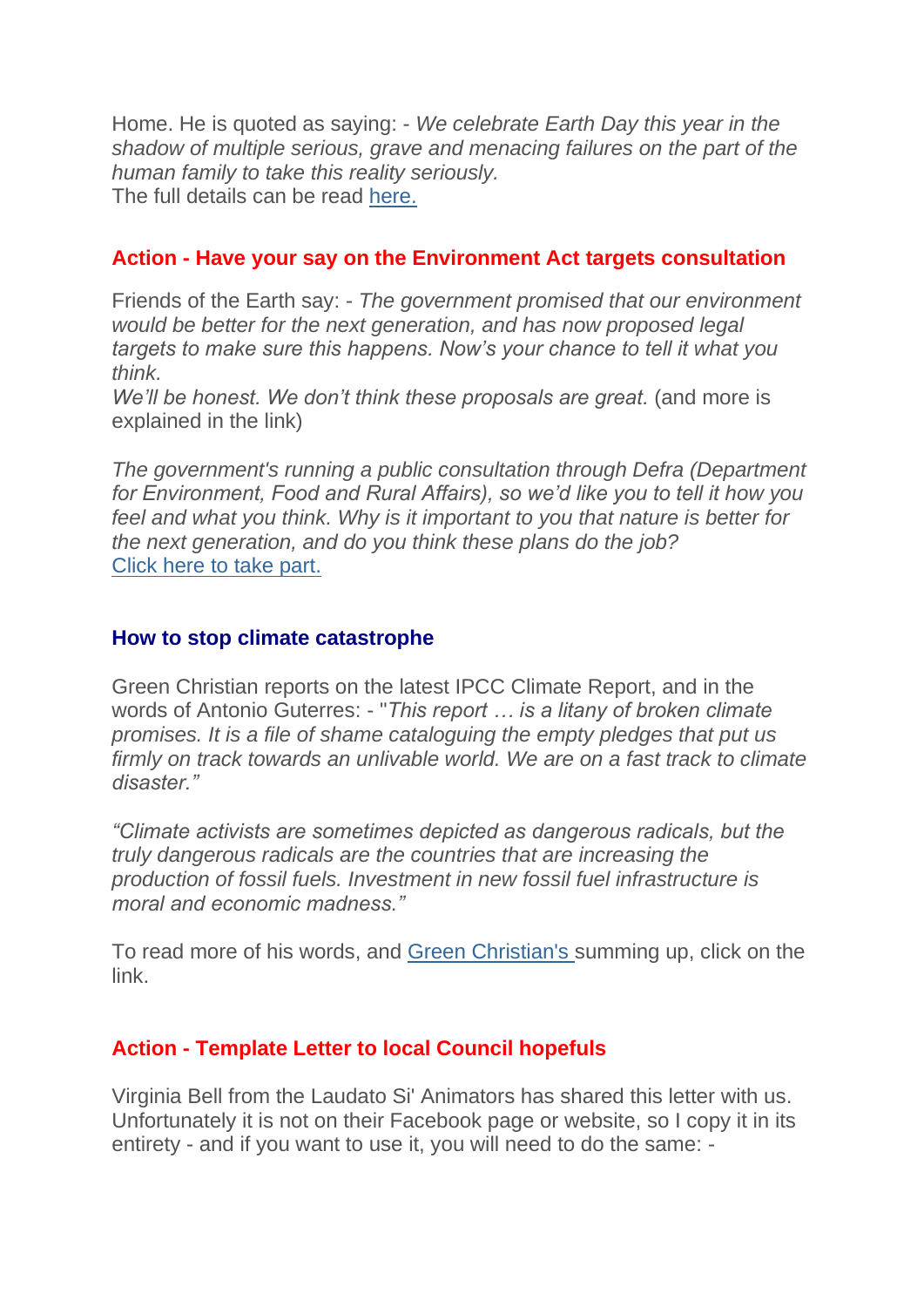Home. He is quoted as saying: - *We celebrate Earth Day this year in the shadow of multiple serious, grave and menacing failures on the part of the human family to take this reality seriously.*
The full details can be read here.

### Action - Have your say on the Environment Act targets consultation

Friends of the Earth say: - *The government promised that our environment would be better for the next generation, and has now proposed legal targets to make sure this happens. Now's your chance to tell it what you think.*
*We'll be honest. We don't think these proposals are great.* (and more is explained in the link)

*The government's running a public consultation through Defra (Department for Environment, Food and Rural Affairs), so we'd like you to tell it how you feel and what you think. Why is it important to you that nature is better for the next generation, and do you think these plans do the job?*
Click here to take part.

### How to stop climate catastrophe

Green Christian reports on the latest IPCC Climate Report, and in the words of Antonio Guterres: - "*This report … is a litany of broken climate promises. It is a file of shame cataloguing the empty pledges that put us firmly on track towards an unlivable world. We are on a fast track to climate disaster."*

*"Climate activists are sometimes depicted as dangerous radicals, but the truly dangerous radicals are the countries that are increasing the production of fossil fuels. Investment in new fossil fuel infrastructure is moral and economic madness."*

To read more of his words, and Green Christian's summing up, click on the link.

### Action - Template Letter to local Council hopefuls

Virginia Bell from the Laudato Si' Animators has shared this letter with us. Unfortunately it is not on their Facebook page or website, so I copy it in its entirety - and if you want to use it, you will need to do the same: -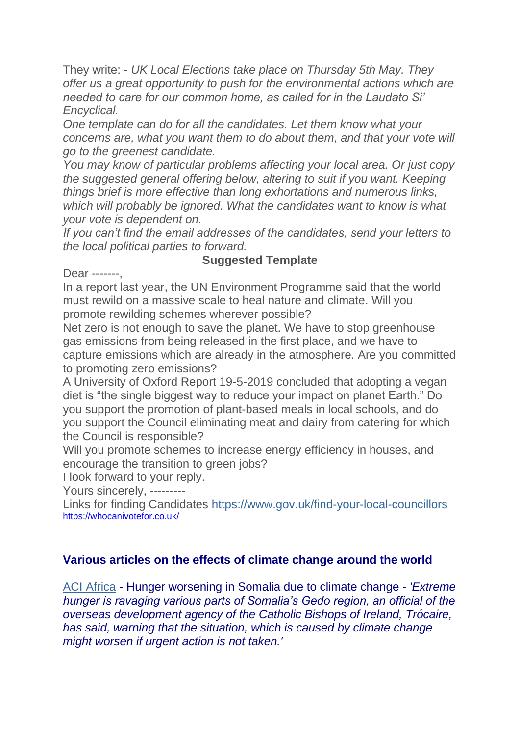They write: - *UK Local Elections take place on Thursday 5th May. They offer us a great opportunity to push for the environmental actions which are needed to care for our common home, as called for in the Laudato Si' Encyclical.*

*One template can do for all the candidates. Let them know what your concerns are, what you want them to do about them, and that your vote will go to the greenest candidate.*

*You may know of particular problems affecting your local area. Or just copy the suggested general offering below, altering to suit if you want. Keeping things brief is more effective than long exhortations and numerous links, which will probably be ignored. What the candidates want to know is what your vote is dependent on.*

*If you can't find the email addresses of the candidates, send your letters to the local political parties to forward.*

**Suggested Template**

Dear -------,

In a report last year, the UN Environment Programme said that the world must rewild on a massive scale to heal nature and climate. Will you promote rewilding schemes wherever possible?

Net zero is not enough to save the planet. We have to stop greenhouse gas emissions from being released in the first place, and we have to capture emissions which are already in the atmosphere. Are you committed to promoting zero emissions?

A University of Oxford Report 19-5-2019 concluded that adopting a vegan diet is "the single biggest way to reduce your impact on planet Earth." Do you support the promotion of plant-based meals in local schools, and do you support the Council eliminating meat and dairy from catering for which the Council is responsible?

Will you promote schemes to increase energy efficiency in houses, and encourage the transition to green jobs?

I look forward to your reply.

Yours sincerely, ---------

Links for finding Candidates https://www.gov.uk/find-your-local-councillors https://whocanivotefor.co.uk/

## Various articles on the effects of climate change around the world

ACI Africa - Hunger worsening in Somalia due to climate change - *'Extreme hunger is ravaging various parts of Somalia's Gedo region, an official of the overseas development agency of the Catholic Bishops of Ireland, Trócaire, has said, warning that the situation, which is caused by climate change might worsen if urgent action is not taken.'*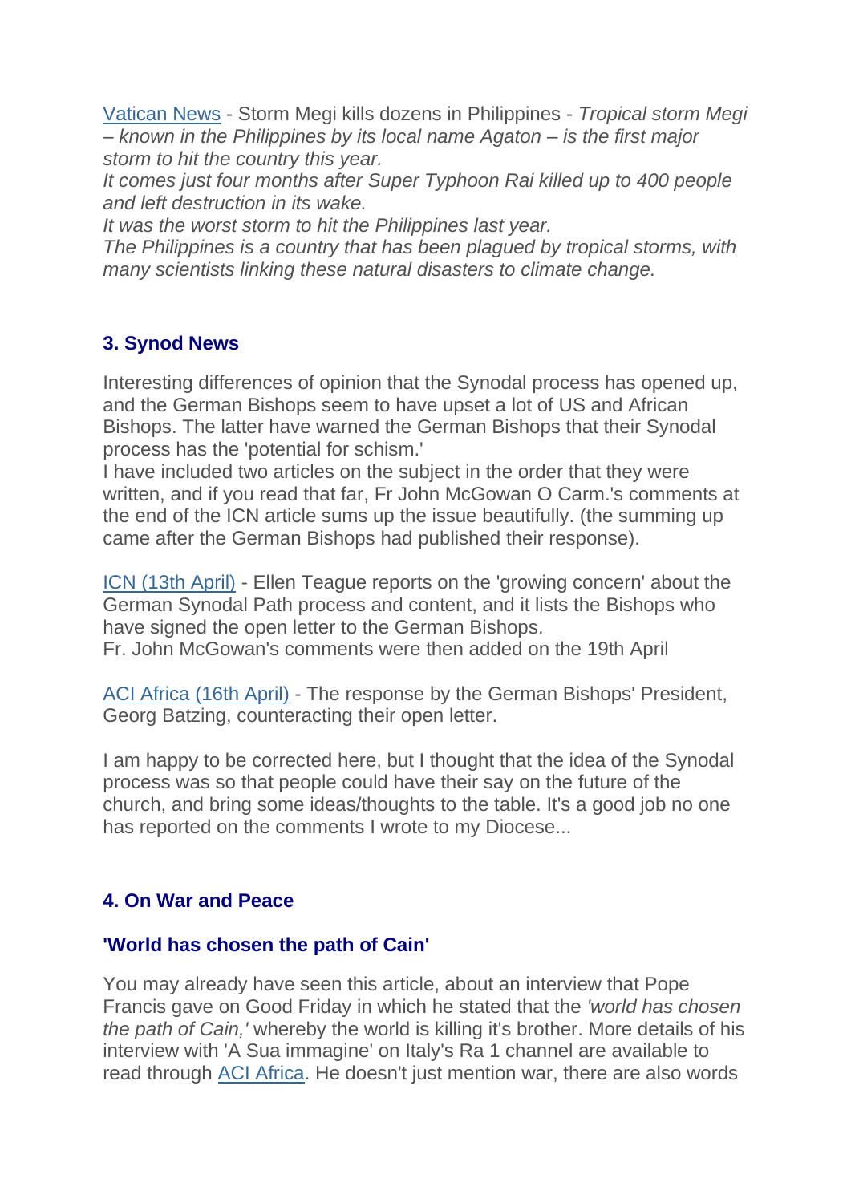[Vatican News](#) - Storm Megi kills dozens in Philippines - *Tropical storm Megi – known in the Philippines by its local name Agaton – is the first major storm to hit the country this year.*
*It comes just four months after Super Typhoon Rai killed up to 400 people and left destruction in its wake.*
*It was the worst storm to hit the Philippines last year.*
*The Philippines is a country that has been plagued by tropical storms, with many scientists linking these natural disasters to climate change.*

### 3. Synod News

Interesting differences of opinion that the Synodal process has opened up, and the German Bishops seem to have upset a lot of US and African Bishops. The latter have warned the German Bishops that their Synodal process has the 'potential for schism.'
I have included two articles on the subject in the order that they were written, and if you read that far, Fr John McGowan O Carm.'s comments at the end of the ICN article sums up the issue beautifully. (the summing up came after the German Bishops had published their response).

[ICN (13th April)](#) - Ellen Teague reports on the 'growing concern' about the German Synodal Path process and content, and it lists the Bishops who have signed the open letter to the German Bishops.
Fr. John McGowan's comments were then added on the 19th April

[ACI Africa (16th April)](#) - The response by the German Bishops' President, Georg Batzing, counteracting their open letter.

I am happy to be corrected here, but I thought that the idea of the Synodal process was so that people could have their say on the future of the church, and bring some ideas/thoughts to the table. It's a good job no one has reported on the comments I wrote to my Diocese...

### 4. On War and Peace

#### 'World has chosen the path of Cain'

You may already have seen this article, about an interview that Pope Francis gave on Good Friday in which he stated that the *'world has chosen the path of Cain,'* whereby the world is killing it's brother. More details of his interview with 'A Sua immagine' on Italy's Ra 1 channel are available to read through [ACI Africa](#). He doesn't just mention war, there are also words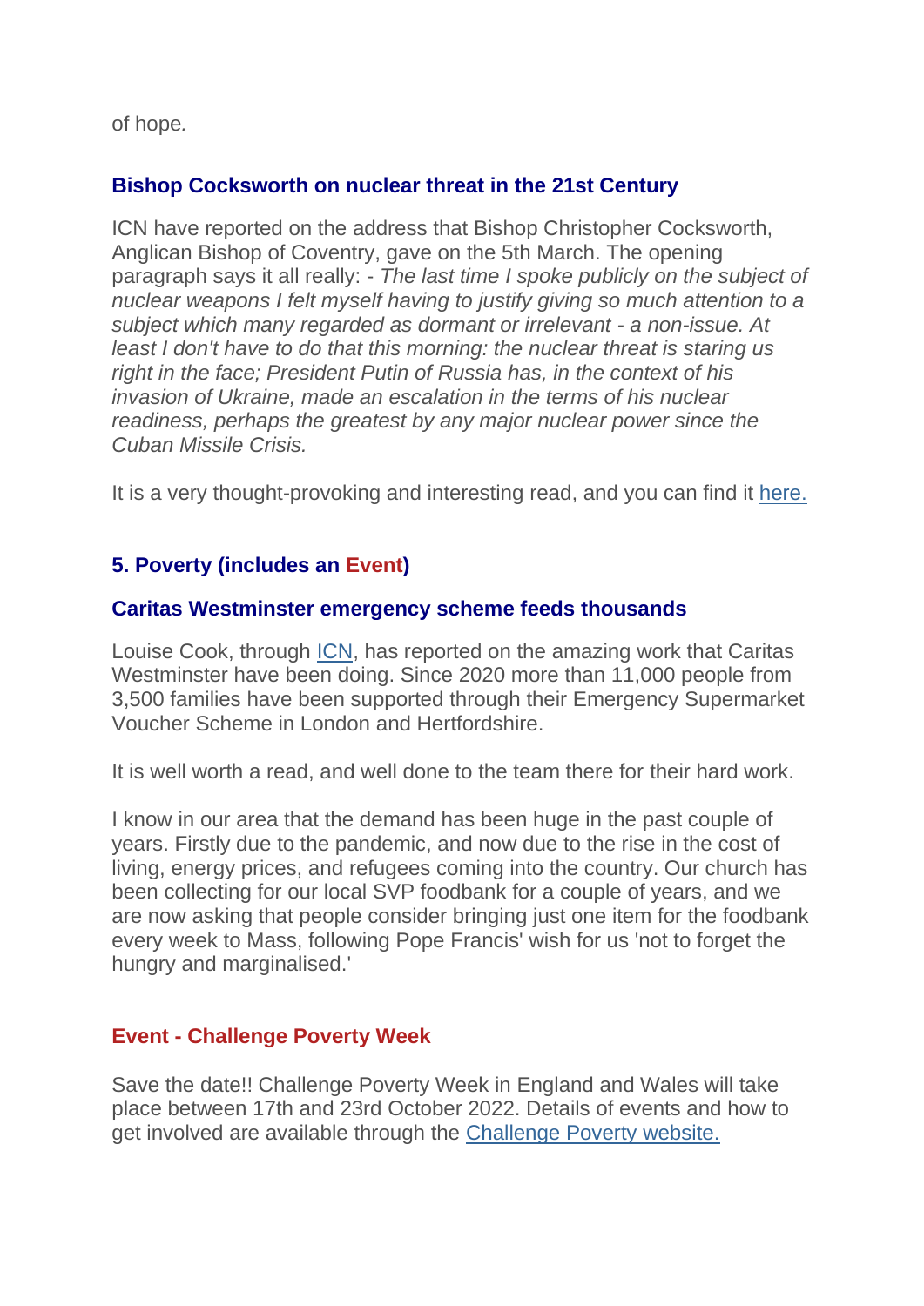of hope.

### Bishop Cocksworth on nuclear threat in the 21st Century

ICN have reported on the address that Bishop Christopher Cocksworth, Anglican Bishop of Coventry, gave on the 5th March. The opening paragraph says it all really: - *The last time I spoke publicly on the subject of nuclear weapons I felt myself having to justify giving so much attention to a subject which many regarded as dormant or irrelevant - a non-issue. At least I don't have to do that this morning: the nuclear threat is staring us right in the face; President Putin of Russia has, in the context of his invasion of Ukraine, made an escalation in the terms of his nuclear readiness, perhaps the greatest by any major nuclear power since the Cuban Missile Crisis.*

It is a very thought-provoking and interesting read, and you can find it [here.]()

## 5. Poverty (includes an Event)

### Caritas Westminster emergency scheme feeds thousands

Louise Cook, through [ICN](), has reported on the amazing work that Caritas Westminster have been doing. Since 2020 more than 11,000 people from 3,500 families have been supported through their Emergency Supermarket Voucher Scheme in London and Hertfordshire.

It is well worth a read, and well done to the team there for their hard work.

I know in our area that the demand has been huge in the past couple of years. Firstly due to the pandemic, and now due to the rise in the cost of living, energy prices, and refugees coming into the country. Our church has been collecting for our local SVP foodbank for a couple of years, and we are now asking that people consider bringing just one item for the foodbank every week to Mass, following Pope Francis' wish for us 'not to forget the hungry and marginalised.'

### Event - Challenge Poverty Week

Save the date!! Challenge Poverty Week in England and Wales will take place between 17th and 23rd October 2022. Details of events and how to get involved are available through the [Challenge Poverty website.]()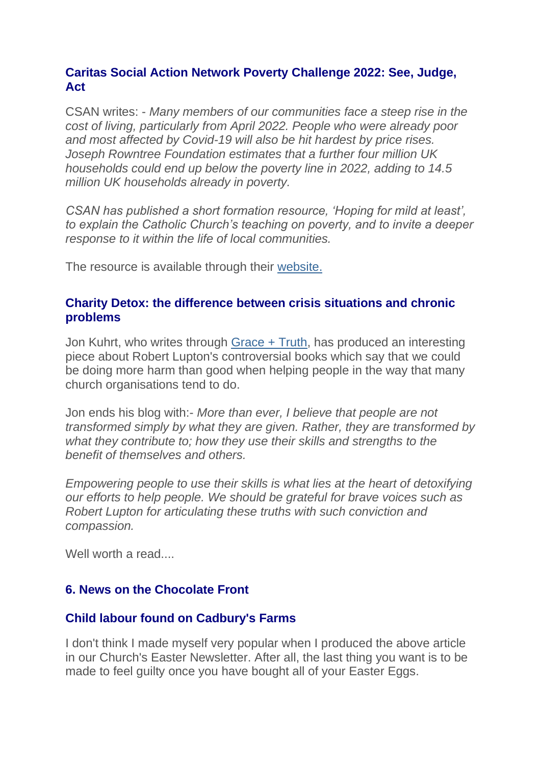### Caritas Social Action Network Poverty Challenge 2022: See, Judge, Act

CSAN writes: - *Many members of our communities face a steep rise in the cost of living, particularly from April 2022. People who were already poor and most affected by Covid-19 will also be hit hardest by price rises. Joseph Rowntree Foundation estimates that a further four million UK households could end up below the poverty line in 2022, adding to 14.5 million UK households already in poverty.*

*CSAN has published a short formation resource, 'Hoping for mild at least', to explain the Catholic Church's teaching on poverty, and to invite a deeper response to it within the life of local communities.*

The resource is available through their [website.]()

### Charity Detox: the difference between crisis situations and chronic problems

Jon Kuhrt, who writes through [Grace + Truth](), has produced an interesting piece about Robert Lupton's controversial books which say that we could be doing more harm than good when helping people in the way that many church organisations tend to do.

Jon ends his blog with:- *More than ever, I believe that people are not transformed simply by what they are given. Rather, they are transformed by what they contribute to; how they use their skills and strengths to the benefit of themselves and others.*

*Empowering people to use their skills is what lies at the heart of detoxifying our efforts to help people. We should be grateful for brave voices such as Robert Lupton for articulating these truths with such conviction and compassion.*

Well worth a read....

## 6. News on the Chocolate Front

### Child labour found on Cadbury's Farms

I don't think I made myself very popular when I produced the above article in our Church's Easter Newsletter. After all, the last thing you want is to be made to feel guilty once you have bought all of your Easter Eggs.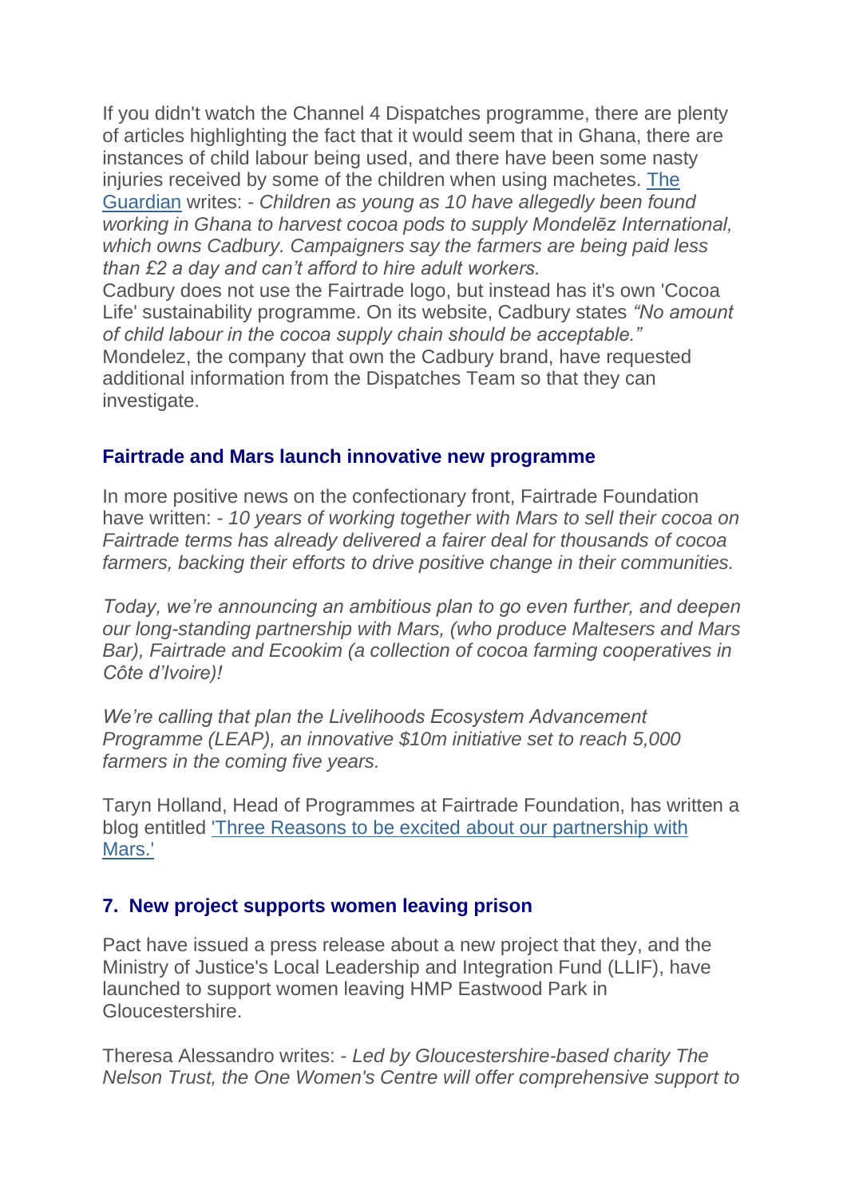If you didn't watch the Channel 4 Dispatches programme, there are plenty of articles highlighting the fact that it would seem that in Ghana, there are instances of child labour being used, and there have been some nasty injuries received by some of the children when using machetes. [The Guardian](#) writes: - *Children as young as 10 have allegedly been found working in Ghana to harvest cocoa pods to supply Mondelēz International, which owns Cadbury. Campaigners say the farmers are being paid less than £2 a day and can't afford to hire adult workers.*
Cadbury does not use the Fairtrade logo, but instead has it's own 'Cocoa Life' sustainability programme. On its website, Cadbury states *"No amount of child labour in the cocoa supply chain should be acceptable."*
Mondelez, the company that own the Cadbury brand, have requested additional information from the Dispatches Team so that they can investigate.

### Fairtrade and Mars launch innovative new programme

In more positive news on the confectionary front, Fairtrade Foundation have written: - *10 years of working together with Mars to sell their cocoa on Fairtrade terms has already delivered a fairer deal for thousands of cocoa farmers, backing their efforts to drive positive change in their communities.*

*Today, we're announcing an ambitious plan to go even further, and deepen our long-standing partnership with Mars, (who produce Maltesers and Mars Bar), Fairtrade and Ecookim (a collection of cocoa farming cooperatives in Côte d'Ivoire)!*

*We're calling that plan the Livelihoods Ecosystem Advancement Programme (LEAP), an innovative $10m initiative set to reach 5,000 farmers in the coming five years.*

Taryn Holland, Head of Programmes at Fairtrade Foundation, has written a blog entitled ['Three Reasons to be excited about our partnership with Mars.'](#)

### 7. New project supports women leaving prison

Pact have issued a press release about a new project that they, and the Ministry of Justice's Local Leadership and Integration Fund (LLIF), have launched to support women leaving HMP Eastwood Park in Gloucestershire.

Theresa Alessandro writes: - *Led by Gloucestershire-based charity The Nelson Trust, the One Women's Centre will offer comprehensive support to*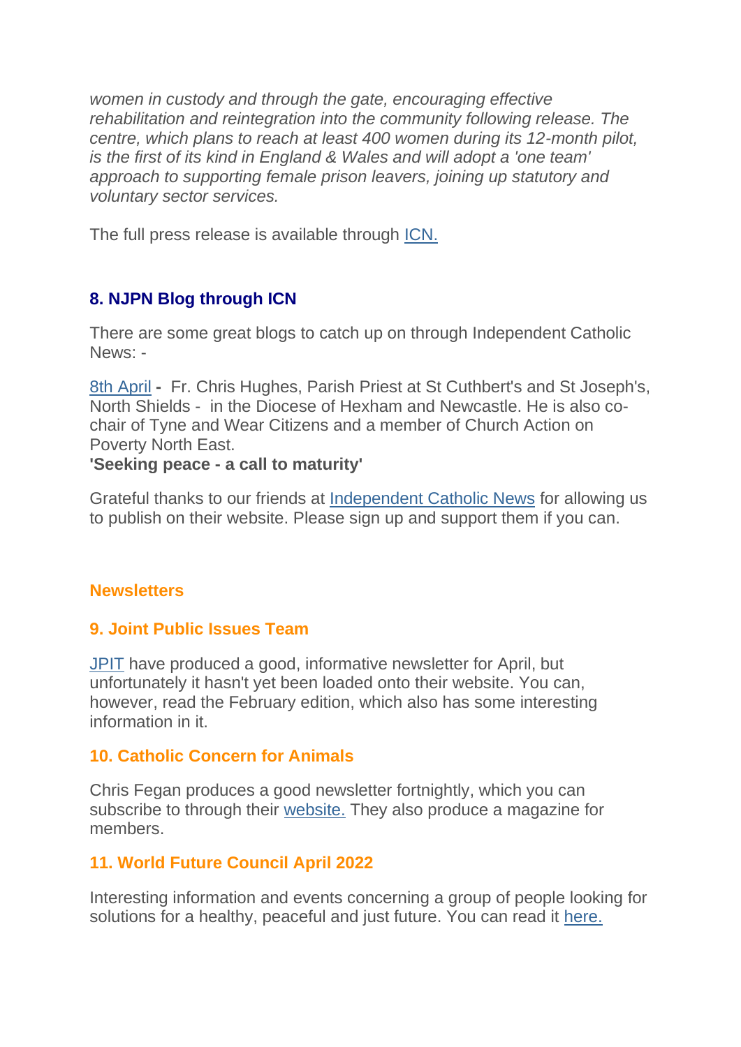*women in custody and through the gate, encouraging effective rehabilitation and reintegration into the community following release. The centre, which plans to reach at least 400 women during its 12-month pilot, is the first of its kind in England & Wales and will adopt a 'one team' approach to supporting female prison leavers, joining up statutory and voluntary sector services.*

The full press release is available through ICN.

### 8. NJPN Blog through ICN

There are some great blogs to catch up on through Independent Catholic News: -

8th April **-** Fr. Chris Hughes, Parish Priest at St Cuthbert's and St Joseph's, North Shields - in the Diocese of Hexham and Newcastle. He is also co-chair of Tyne and Wear Citizens and a member of Church Action on Poverty North East.
**'Seeking peace - a call to maturity'**

Grateful thanks to our friends at Independent Catholic News for allowing us to publish on their website. Please sign up and support them if you can.

## Newsletters

### 9. Joint Public Issues Team

JPIT have produced a good, informative newsletter for April, but unfortunately it hasn't yet been loaded onto their website. You can, however, read the February edition, which also has some interesting information in it.

### 10. Catholic Concern for Animals

Chris Fegan produces a good newsletter fortnightly, which you can subscribe to through their website. They also produce a magazine for members.

### 11. World Future Council April 2022

Interesting information and events concerning a group of people looking for solutions for a healthy, peaceful and just future. You can read it here.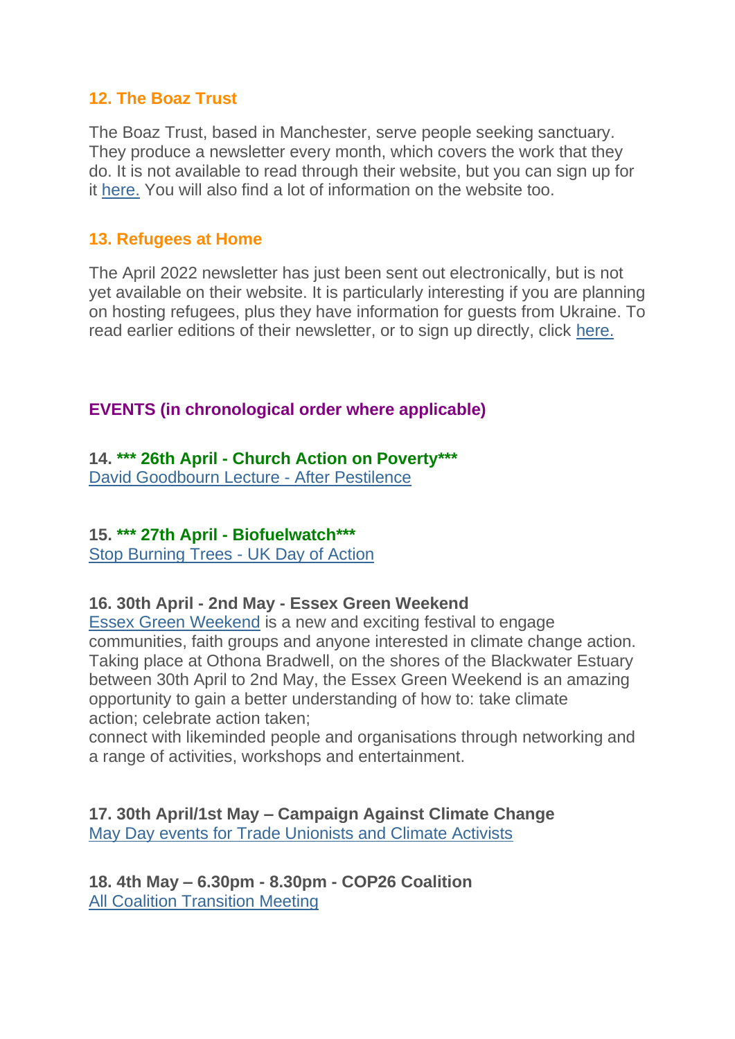### 12. The Boaz Trust

The Boaz Trust, based in Manchester, serve people seeking sanctuary. They produce a newsletter every month, which covers the work that they do. It is not available to read through their website, but you can sign up for it here. You will also find a lot of information on the website too.

### 13. Refugees at Home

The April 2022 newsletter has just been sent out electronically, but is not yet available on their website. It is particularly interesting if you are planning on hosting refugees, plus they have information for guests from Ukraine. To read earlier editions of their newsletter, or to sign up directly, click here.

## EVENTS (in chronological order where applicable)

**14. *** 26th April - Church Action on Poverty*****

David Goodbourn Lecture - After Pestilence

**15. *** 27th April - Biofuelwatch*****

Stop Burning Trees - UK Day of Action

**16. 30th April - 2nd May - Essex Green Weekend**

Essex Green Weekend is a new and exciting festival to engage communities, faith groups and anyone interested in climate change action. Taking place at Othona Bradwell, on the shores of the Blackwater Estuary between 30th April to 2nd May, the Essex Green Weekend is an amazing opportunity to gain a better understanding of how to: take climate action; celebrate action taken;
connect with likeminded people and organisations through networking and a range of activities, workshops and entertainment.

**17. 30th April/1st May – Campaign Against Climate Change**

May Day events for Trade Unionists and Climate Activists

**18. 4th May – 6.30pm - 8.30pm - COP26 Coalition**

All Coalition Transition Meeting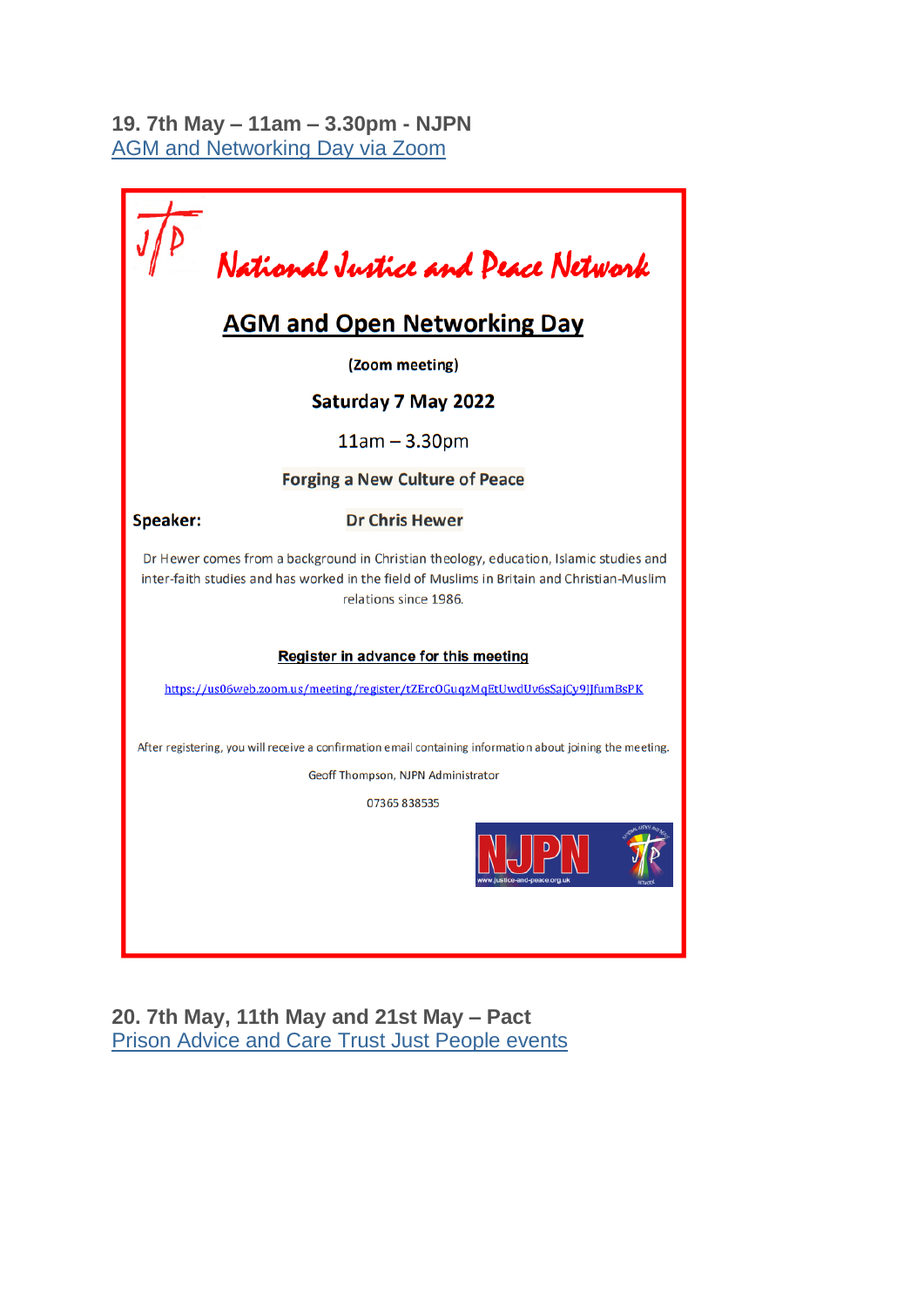**19. 7th May – 11am – 3.30pm - NJPN**
[AGM and Networking Day via Zoom]

National Justice and Peace Network

**AGM and Open Networking Day**

**(Zoom meeting)**

**Saturday 7 May 2022**

11am – 3.30pm

**Forging a New Culture of Peace**

**Speaker:** **Dr Chris Hewer**

Dr Hewer comes from a background in Christian theology, education, Islamic studies and inter-faith studies and has worked in the field of Muslims in Britain and Christian-Muslim relations since 1986.

**Register in advance for this meeting**

https://us06web.zoom.us/meeting/register/tZErcOGuqzMqEtUwdUv6sSajCy9JJfumBsPK

After registering, you will receive a confirmation email containing information about joining the meeting.

Geoff Thompson, NJPN Administrator

07365 838535

NJPN

www.justice-and-peace.org.uk

**20. 7th May, 11th May and 21st May – Pact**
[Prison Advice and Care Trust Just People events]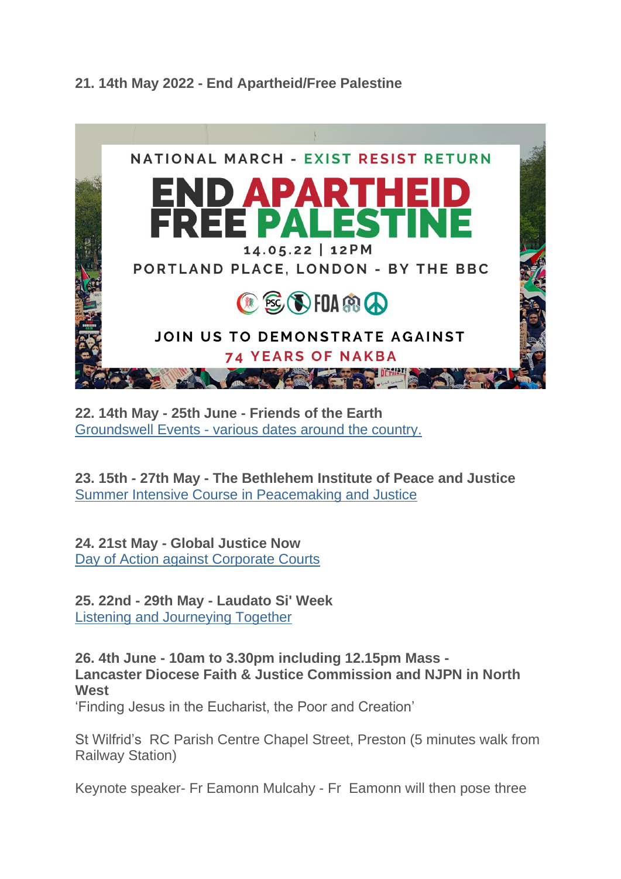**21. 14th May 2022 - End Apartheid/Free Palestine**

NATIONAL MARCH - EXIST RESIST RETURN

END APARTHEID
FREE PALESTINE

14.05.22 | 12PM

PORTLAND PLACE, LONDON - BY THE BBC

JOIN US TO DEMONSTRATE AGAINST
74 YEARS OF NAKBA

**22. 14th May - 25th June - Friends of the Earth**
Groundswell Events - various dates around the country.

**23. 15th - 27th May - The Bethlehem Institute of Peace and Justice**
Summer Intensive Course in Peacemaking and Justice

**24. 21st May - Global Justice Now**
Day of Action against Corporate Courts

**25. 22nd - 29th May - Laudato Si' Week**
Listening and Journeying Together

**26. 4th June - 10am to 3.30pm including 12.15pm Mass - Lancaster Diocese Faith & Justice Commission and NJPN in North West**
'Finding Jesus in the Eucharist, the Poor and Creation'

St Wilfrid's RC Parish Centre Chapel Street, Preston (5 minutes walk from Railway Station)

Keynote speaker- Fr Eamonn Mulcahy - Fr Eamonn will then pose three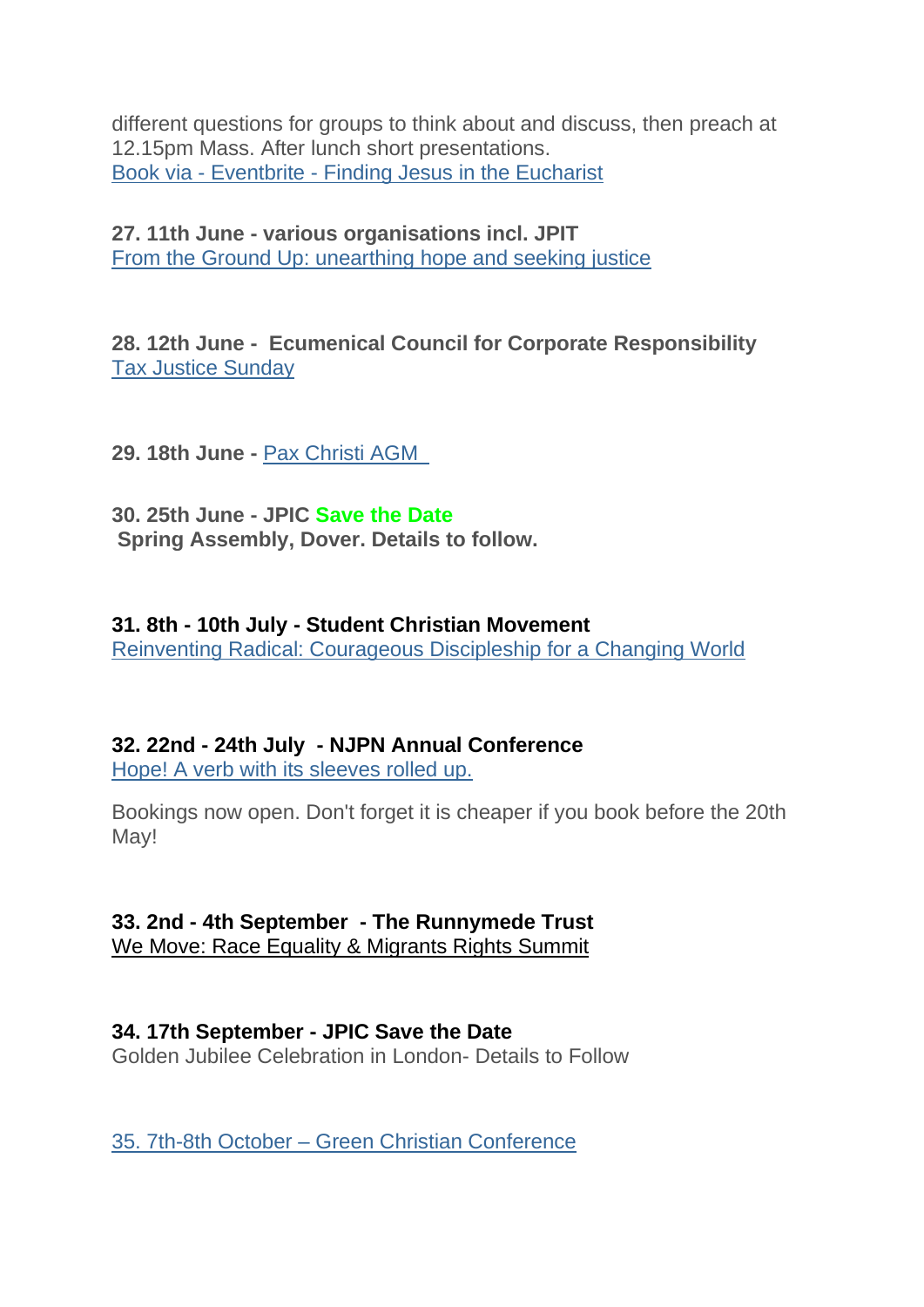different questions for groups to think about and discuss, then preach at 12.15pm Mass. After lunch short presentations.
Book via - Eventbrite - Finding Jesus in the Eucharist

**27. 11th June - various organisations incl. JPIT**
From the Ground Up: unearthing hope and seeking justice

**28. 12th June - Ecumenical Council for Corporate Responsibility**
Tax Justice Sunday

**29. 18th June -** Pax Christi AGM

**30. 25th June - JPIC Save the Date**
**Spring Assembly, Dover. Details to follow.**

**31. 8th - 10th July - Student Christian Movement**
Reinventing Radical: Courageous Discipleship for a Changing World

**32. 22nd - 24th July - NJPN Annual Conference**
Hope! A verb with its sleeves rolled up.

Bookings now open. Don't forget it is cheaper if you book before the 20th May!

**33. 2nd - 4th September - The Runnymede Trust**
We Move: Race Equality & Migrants Rights Summit

**34. 17th September - JPIC Save the Date**
Golden Jubilee Celebration in London- Details to Follow

35. 7th-8th October – Green Christian Conference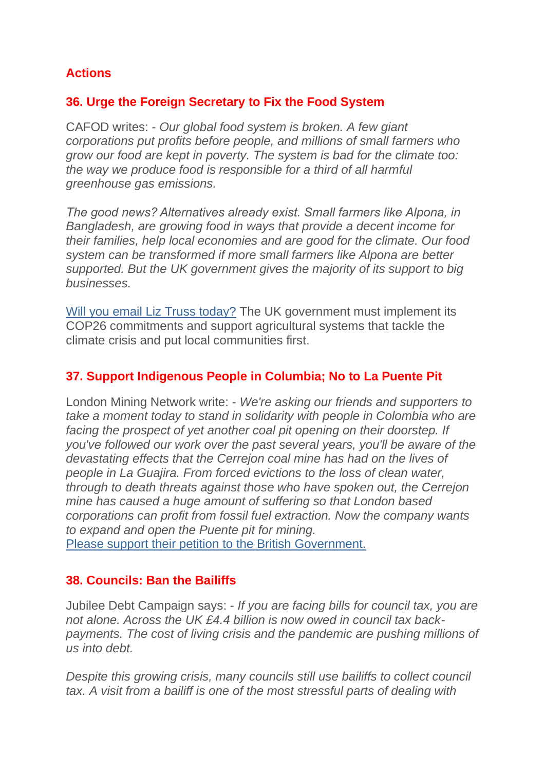## Actions

### 36. Urge the Foreign Secretary to Fix the Food System

CAFOD writes: - *Our global food system is broken. A few giant corporations put profits before people, and millions of small farmers who grow our food are kept in poverty. The system is bad for the climate too: the way we produce food is responsible for a third of all harmful greenhouse gas emissions.*

*The good news? Alternatives already exist. Small farmers like Alpona, in Bangladesh, are growing food in ways that provide a decent income for their families, help local economies and are good for the climate. Our food system can be transformed if more small farmers like Alpona are better supported. But the UK government gives the majority of its support to big businesses.*

Will you email Liz Truss today? The UK government must implement its COP26 commitments and support agricultural systems that tackle the climate crisis and put local communities first.

### 37. Support Indigenous People in Columbia; No to La Puente Pit

London Mining Network write: - *We're asking our friends and supporters to take a moment today to stand in solidarity with people in Colombia who are facing the prospect of yet another coal pit opening on their doorstep. If you've followed our work over the past several years, you'll be aware of the devastating effects that the Cerrejon coal mine has had on the lives of people in La Guajira. From forced evictions to the loss of clean water, through to death threats against those who have spoken out, the Cerrejon mine has caused a huge amount of suffering so that London based corporations can profit from fossil fuel extraction. Now the company wants to expand and open the Puente pit for mining.*

Please support their petition to the British Government.

### 38. Councils: Ban the Bailiffs

Jubilee Debt Campaign says: - *If you are facing bills for council tax, you are not alone. Across the UK £4.4 billion is now owed in council tax back-payments. The cost of living crisis and the pandemic are pushing millions of us into debt.*

*Despite this growing crisis, many councils still use bailiffs to collect council tax. A visit from a bailiff is one of the most stressful parts of dealing with*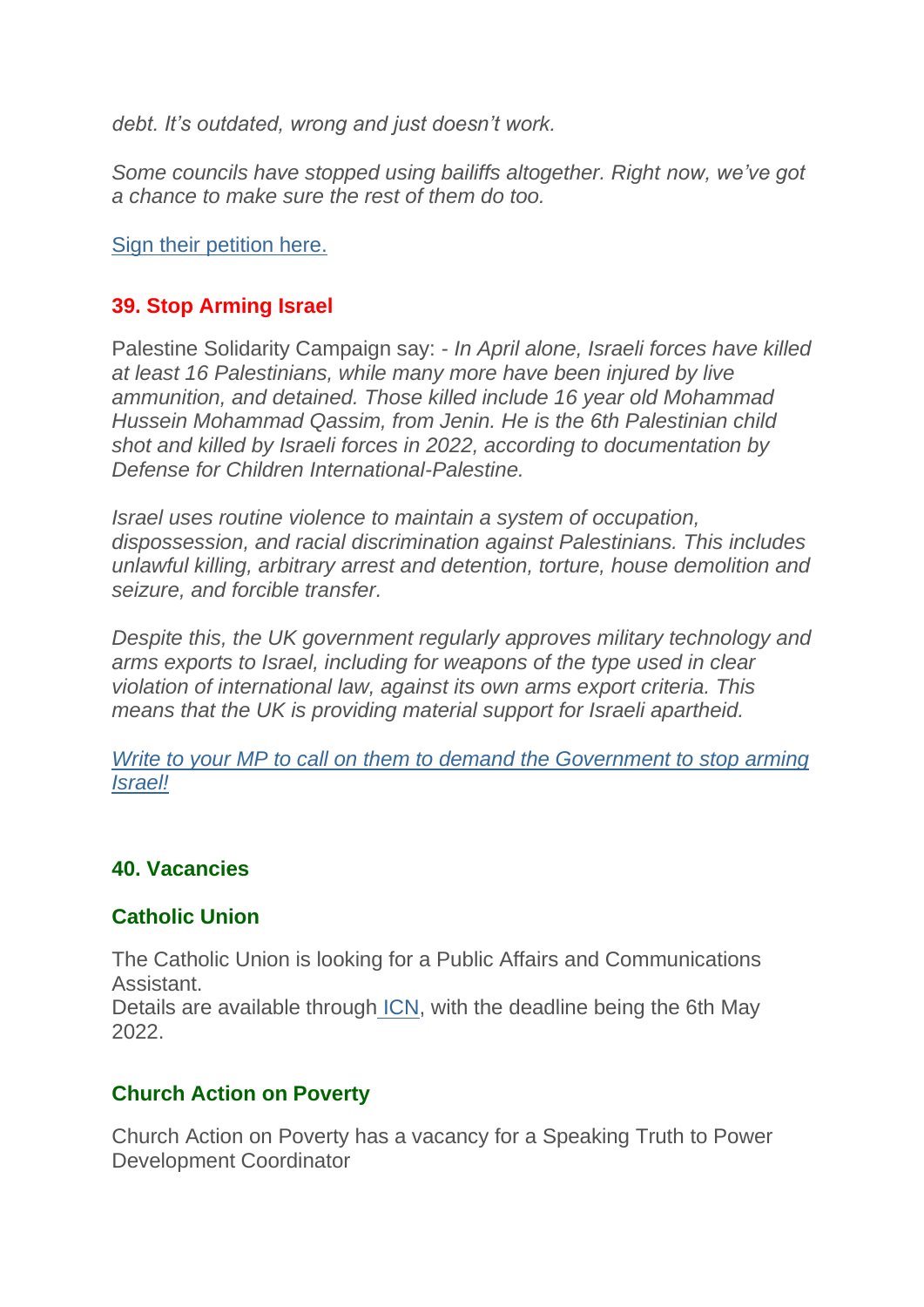*debt. It's outdated, wrong and just doesn't work.*

*Some councils have stopped using bailiffs altogether. Right now, we've got a chance to make sure the rest of them do too.*

[Sign their petition here.]

### 39. Stop Arming Israel

Palestine Solidarity Campaign say: - *In April alone, Israeli forces have killed at least 16 Palestinians, while many more have been injured by live ammunition, and detained. Those killed include 16 year old Mohammad Hussein Mohammad Qassim, from Jenin. He is the 6th Palestinian child shot and killed by Israeli forces in 2022, according to documentation by Defense for Children International-Palestine.*

*Israel uses routine violence to maintain a system of occupation, dispossession, and racial discrimination against Palestinians. This includes unlawful killing, arbitrary arrest and detention, torture, house demolition and seizure, and forcible transfer.*

*Despite this, the UK government regularly approves military technology and arms exports to Israel, including for weapons of the type used in clear violation of international law, against its own arms export criteria. This means that the UK is providing material support for Israeli apartheid.*

*[Write to your MP to call on them to demand the Government to stop arming Israel!]*

### 40. Vacancies

#### Catholic Union

The Catholic Union is looking for a Public Affairs and Communications Assistant.
Details are available through [ICN], with the deadline being the 6th May 2022.

#### Church Action on Poverty

Church Action on Poverty has a vacancy for a Speaking Truth to Power Development Coordinator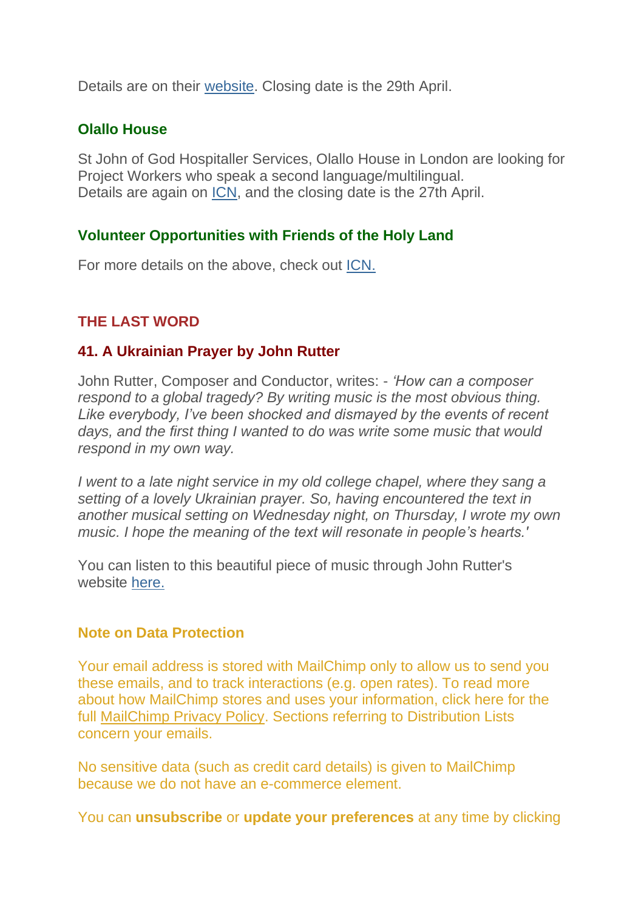Details are on their website. Closing date is the 29th April.

### Olallo House

St John of God Hospitaller Services, Olallo House in London are looking for Project Workers who speak a second language/multilingual.
Details are again on ICN, and the closing date is the 27th April.

### Volunteer Opportunities with Friends of the Holy Land

For more details on the above, check out ICN.

## THE LAST WORD

### 41. A Ukrainian Prayer by John Rutter

John Rutter, Composer and Conductor, writes: - *'How can a composer respond to a global tragedy? By writing music is the most obvious thing. Like everybody, I've been shocked and dismayed by the events of recent days, and the first thing I wanted to do was write some music that would respond in my own way.*

*I went to a late night service in my old college chapel, where they sang a setting of a lovely Ukrainian prayer. So, having encountered the text in another musical setting on Wednesday night, on Thursday, I wrote my own music. I hope the meaning of the text will resonate in people's hearts.'*

You can listen to this beautiful piece of music through John Rutter's website here.

### Note on Data Protection

Your email address is stored with MailChimp only to allow us to send you these emails, and to track interactions (e.g. open rates). To read more about how MailChimp stores and uses your information, click here for the full MailChimp Privacy Policy. Sections referring to Distribution Lists concern your emails.

No sensitive data (such as credit card details) is given to MailChimp because we do not have an e-commerce element.

You can **unsubscribe** or **update your preferences** at any time by clicking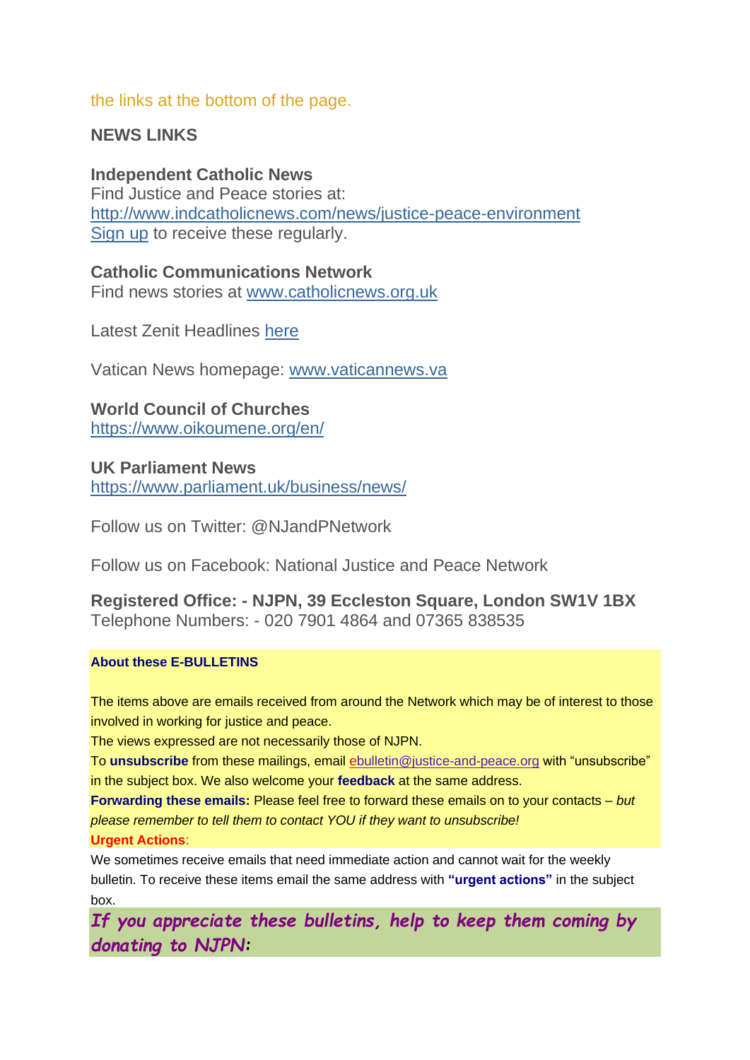the links at the bottom of the page.

**NEWS LINKS**

**Independent Catholic News**
Find Justice and Peace stories at:
http://www.indcatholicnews.com/news/justice-peace-environment
Sign up to receive these regularly.

**Catholic Communications Network**
Find news stories at www.catholicnews.org.uk

Latest Zenit Headlines here

Vatican News homepage: www.vaticannews.va

**World Council of Churches**
https://www.oikoumene.org/en/

**UK Parliament News**
https://www.parliament.uk/business/news/

Follow us on Twitter: @NJandPNetwork

Follow us on Facebook: National Justice and Peace Network

**Registered Office: - NJPN, 39 Eccleston Square, London SW1V 1BX**
Telephone Numbers: - 020 7901 4864 and 07365 838535

**About these E-BULLETINS**

The items above are emails received from around the Network which may be of interest to those involved in working for justice and peace.
The views expressed are not necessarily those of NJPN.
To **unsubscribe** from these mailings, email ebulletin@justice-and-peace.org with "unsubscribe" in the subject box. We also welcome your **feedback** at the same address.
**Forwarding these emails:** Please feel free to forward these emails on to your contacts – *but please remember to tell them to contact YOU if they want to unsubscribe!*
**Urgent Actions**:
We sometimes receive emails that need immediate action and cannot wait for the weekly bulletin. To receive these items email the same address with **"urgent actions"** in the subject box.

***If you appreciate these bulletins, help to keep them coming by donating to NJPN:***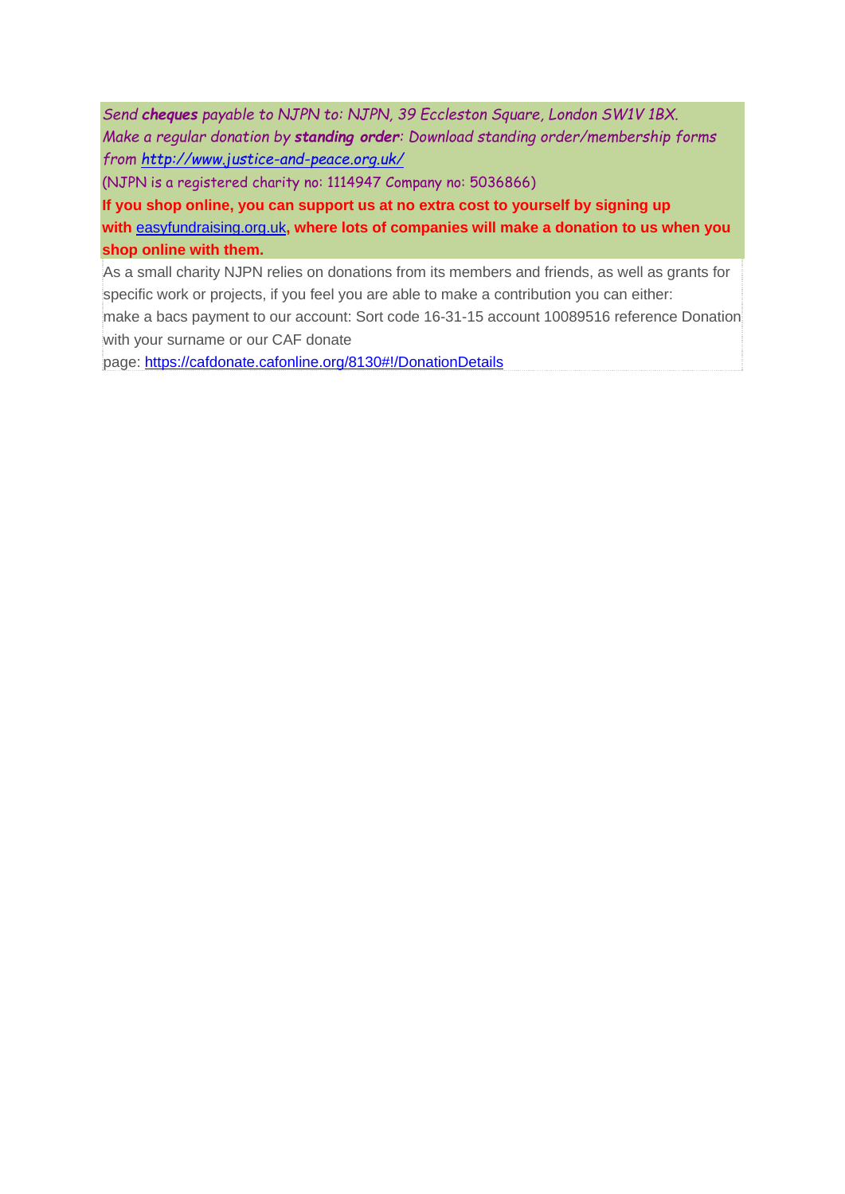*Send **cheques** payable to NJPN to: NJPN, 39 Eccleston Square, London SW1V 1BX.*
*Make a regular donation by **standing order**: Download standing order/membership forms from [http://www.justice-and-peace.org.uk/](http://www.justice-and-peace.org.uk/)*

(NJPN is a registered charity no: 1114947 Company no: 5036866)

**If you shop online, you can support us at no extra cost to yourself by signing up with [easyfundraising.org.uk](easyfundraising.org.uk), where lots of companies will make a donation to us when you shop online with them.**

As a small charity NJPN relies on donations from its members and friends, as well as grants for specific work or projects, if you feel you are able to make a contribution you can either:
make a bacs payment to our account: Sort code 16-31-15 account 10089516 reference Donation with your surname or our CAF donate page: [https://cafdonate.cafonline.org/8130#!/DonationDetails](https://cafdonate.cafonline.org/8130#!/DonationDetails)